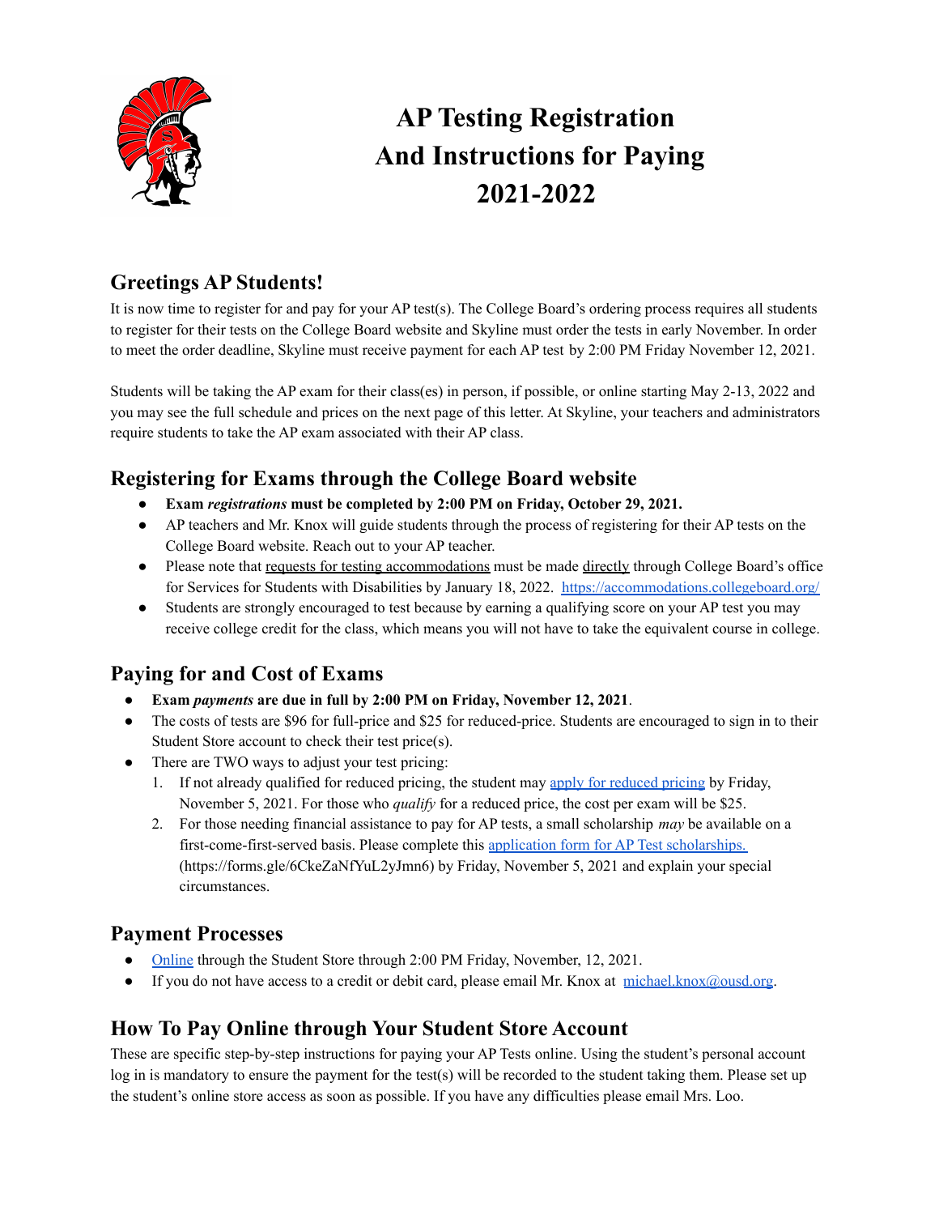# AP Testing Registration And Instructions for Paying 2021-2022

## Greetings AP Students!

It is now time to register for and pay for your AP test(s). The College Board's ordering process requires all students to register for their tests on the College Board website and Skyline must order the tests in early November. In order to meet the order deadline, Skyline must receive payment for each AP test by 2:00 PM Friday November 12, 2021.

Students will be taking the AP exam for their class(es) in person, if possible, or online starting May 2-13, 2022 and you may see the full schedule and prices on the next page of this letter. At Skyline, your teachers and administrators require students to take the AP exam associated with their AP class.

## Registering for Exams through the College Board website

- **Exam *registrations* must be completed by 2:00 PM on Friday, October 29, 2021.**
- AP teachers and Mr. Knox will guide students through the process of registering for their AP tests on the College Board website. Reach out to your AP teacher.
- Please note that requests for testing accommodations must be made directly through College Board's office for Services for Students with Disabilities by January 18, 2022. https://accommodations.collegeboard.org/
- Students are strongly encouraged to test because by earning a qualifying score on your AP test you may receive college credit for the class, which means you will not have to take the equivalent course in college.

## Paying for and Cost of Exams

- **Exam *payments* are due in full by 2:00 PM on Friday, November 12, 2021**.
- The costs of tests are $96 for full-price and $25 for reduced-price. Students are encouraged to sign in to their Student Store account to check their test price(s).
- There are TWO ways to adjust your test pricing:
  1. If not already qualified for reduced pricing, the student may apply for reduced pricing by Friday, November 5, 2021. For those who *qualify* for a reduced price, the cost per exam will be $25.
  2. For those needing financial assistance to pay for AP tests, a small scholarship *may* be available on a first-come-first-served basis. Please complete this application form for AP Test scholarships. (https://forms.gle/6CkeZaNfYuL2yJmn6) by Friday, November 5, 2021 and explain your special circumstances.

## Payment Processes

- Online through the Student Store through 2:00 PM Friday, November, 12, 2021.
- If you do not have access to a credit or debit card, please email Mr. Knox at michael.knox@ousd.org.

## How To Pay Online through Your Student Store Account

These are specific step-by-step instructions for paying your AP Tests online. Using the student's personal account log in is mandatory to ensure the payment for the test(s) will be recorded to the student taking them. Please set up the student's online store access as soon as possible. If you have any difficulties please email Mrs. Loo.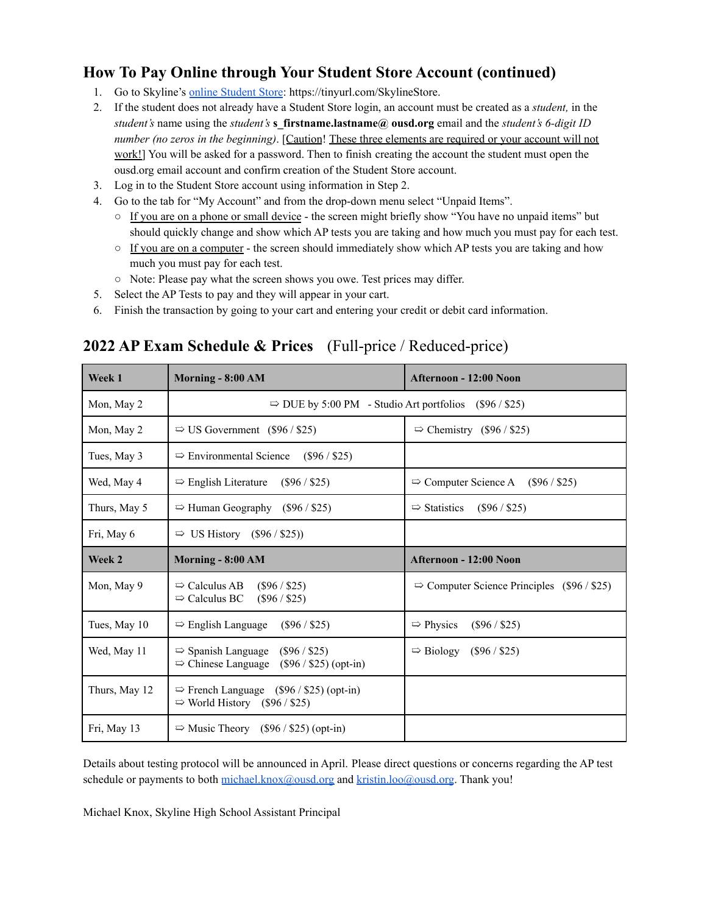## How To Pay Online through Your Student Store Account (continued)

1. Go to Skyline's online Student Store: https://tinyurl.com/SkylineStore.
2. If the student does not already have a Student Store login, an account must be created as a *student,* in the *student's* name using the *student's* **s_firstname.lastname@ ousd.org** email and the *student's 6-digit ID number (no zeros in the beginning)*. [Caution! These three elements are required or your account will not work!] You will be asked for a password. Then to finish creating the account the student must open the ousd.org email account and confirm creation of the Student Store account.
3. Log in to the Student Store account using information in Step 2.
4. Go to the tab for "My Account" and from the drop-down menu select "Unpaid Items".
   - If you are on a phone or small device - the screen might briefly show "You have no unpaid items" but should quickly change and show which AP tests you are taking and how much you must pay for each test.
   - If you are on a computer - the screen should immediately show which AP tests you are taking and how much you must pay for each test.
   - Note: Please pay what the screen shows you owe. Test prices may differ.
5. Select the AP Tests to pay and they will appear in your cart.
6. Finish the transaction by going to your cart and entering your credit or debit card information.

## 2022 AP Exam Schedule & Prices (Full-price / Reduced-price)

| Week 1 | Morning - 8:00 AM | Afternoon - 12:00 Noon |
|---|---|---|
| Mon, May 2 | ⇨ DUE by 5:00 PM - Studio Art portfolios ($96 / $25) | |
| Mon, May 2 | ⇨ US Government ($96 / $25) | ⇨ Chemistry ($96 / $25) |
| Tues, May 3 | ⇨ Environmental Science ($96 / $25) | |
| Wed, May 4 | ⇨ English Literature ($96 / $25) | ⇨ Computer Science A ($96 / $25) |
| Thurs, May 5 | ⇨ Human Geography ($96 / $25) | ⇨ Statistics ($96 / $25) |
| Fri, May 6 | ⇨ US History ($96 / $25)) | |
| **Week 2** | **Morning - 8:00 AM** | **Afternoon - 12:00 Noon** |
| Mon, May 9 | ⇨ Calculus AB ($96 / $25)<br>⇨ Calculus BC ($96 / $25) | ⇨ Computer Science Principles ($96 / $25) |
| Tues, May 10 | ⇨ English Language ($96 / $25) | ⇨ Physics ($96 / $25) |
| Wed, May 11 | ⇨ Spanish Language ($96 / $25)<br>⇨ Chinese Language ($96 / $25) (opt-in) | ⇨ Biology ($96 / $25) |
| Thurs, May 12 | ⇨ French Language ($96 / $25) (opt-in)<br>⇨ World History ($96 / $25) | |
| Fri, May 13 | ⇨ Music Theory ($96 / $25) (opt-in) | |

Details about testing protocol will be announced in April. Please direct questions or concerns regarding the AP test schedule or payments to both michael.knox@ousd.org and kristin.loo@ousd.org. Thank you!

Michael Knox, Skyline High School Assistant Principal